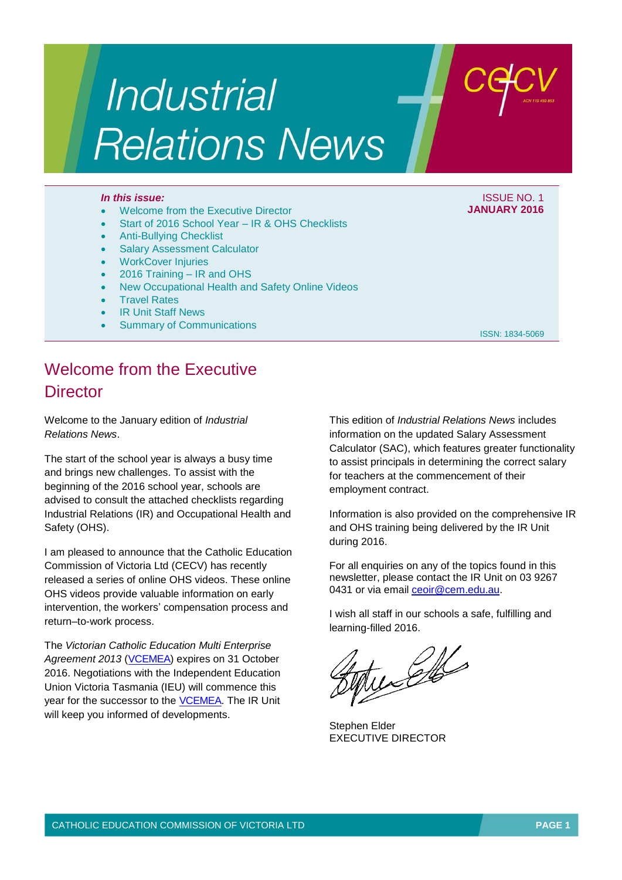# Industrial Relations News

**_In this issue:_**

- Welcome from the Executive Director
- Start of 2016 School Year – IR & OHS Checklists
- Anti-Bullying Checklist
- Salary Assessment Calculator
- WorkCover Injuries
- 2016 Training – IR and OHS
- New Occupational Health and Safety Online Videos
- Travel Rates
- IR Unit Staff News
- Summary of Communications

ISSUE NO. 1
**JANUARY 2016**

ISSN: 1834-5069

## Welcome from the Executive Director

Welcome to the January edition of *Industrial Relations News*.

The start of the school year is always a busy time and brings new challenges. To assist with the beginning of the 2016 school year, schools are advised to consult the attached checklists regarding Industrial Relations (IR) and Occupational Health and Safety (OHS).

I am pleased to announce that the Catholic Education Commission of Victoria Ltd (CECV) has recently released a series of online OHS videos. These online OHS videos provide valuable information on early intervention, the workers' compensation process and return–to-work process.

The *Victorian Catholic Education Multi Enterprise Agreement 2013* (VCEMEA) expires on 31 October 2016. Negotiations with the Independent Education Union Victoria Tasmania (IEU) will commence this year for the successor to the VCEMEA. The IR Unit will keep you informed of developments.

This edition of *Industrial Relations News* includes information on the updated Salary Assessment Calculator (SAC), which features greater functionality to assist principals in determining the correct salary for teachers at the commencement of their employment contract.

Information is also provided on the comprehensive IR and OHS training being delivered by the IR Unit during 2016.

For all enquiries on any of the topics found in this newsletter, please contact the IR Unit on 03 9267 0431 or via email ceoir@cem.edu.au.

I wish all staff in our schools a safe, fulfilling and learning-filled 2016.

Stephen Elder
EXECUTIVE DIRECTOR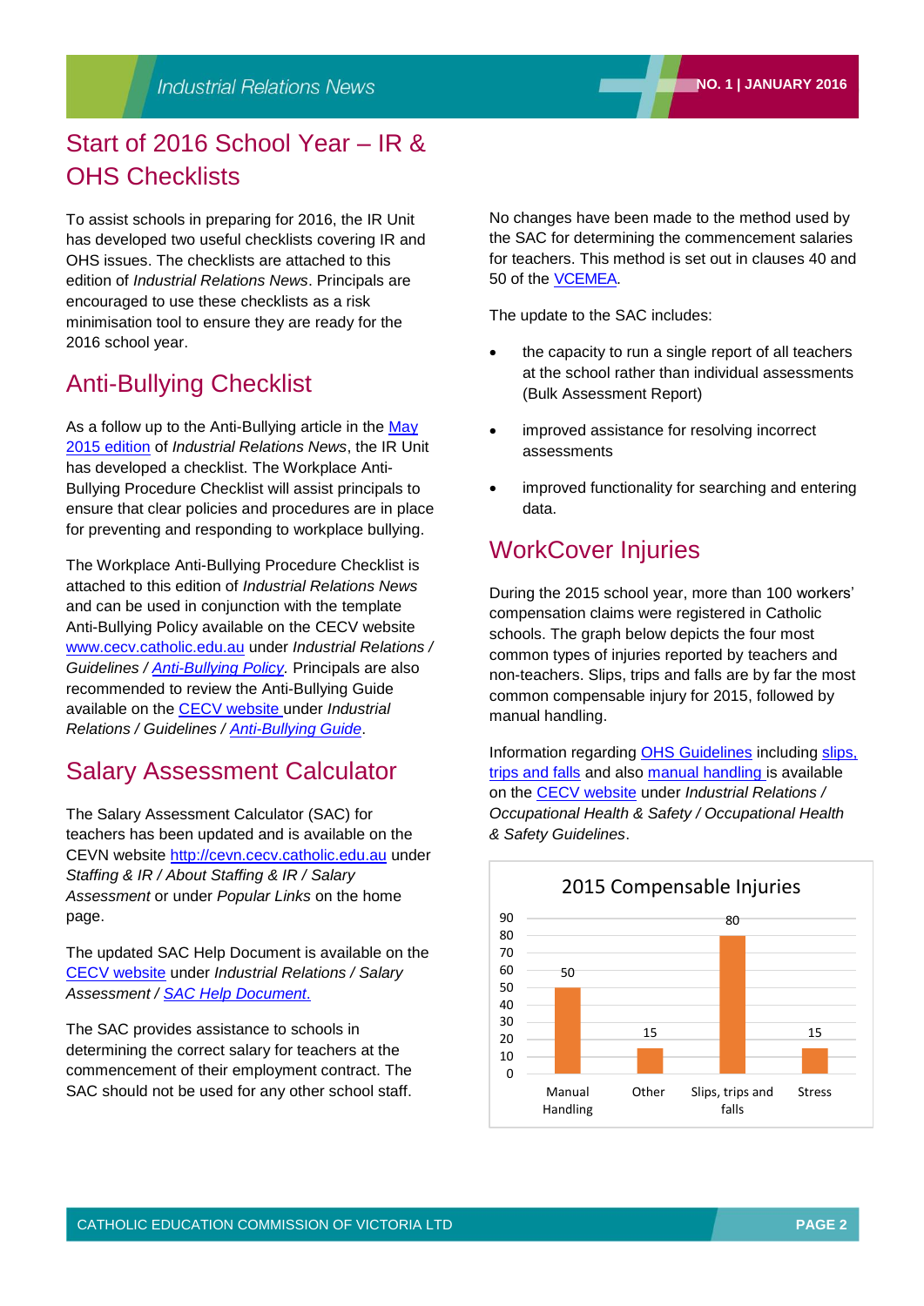## Start of 2016 School Year – IR & OHS Checklists

To assist schools in preparing for 2016, the IR Unit has developed two useful checklists covering IR and OHS issues. The checklists are attached to this edition of *Industrial Relations News*. Principals are encouraged to use these checklists as a risk minimisation tool to ensure they are ready for the 2016 school year.

## Anti-Bullying Checklist

As a follow up to the Anti-Bullying article in the May 2015 edition of *Industrial Relations News*, the IR Unit has developed a checklist. The Workplace Anti-Bullying Procedure Checklist will assist principals to ensure that clear policies and procedures are in place for preventing and responding to workplace bullying.

The Workplace Anti-Bullying Procedure Checklist is attached to this edition of *Industrial Relations News* and can be used in conjunction with the template Anti-Bullying Policy available on the CECV website www.cecv.catholic.edu.au under *Industrial Relations / Guidelines / Anti-Bullying Policy*. Principals are also recommended to review the Anti-Bullying Guide available on the CECV website under *Industrial Relations / Guidelines / Anti-Bullying Guide*.

## Salary Assessment Calculator

The Salary Assessment Calculator (SAC) for teachers has been updated and is available on the CEVN website http://cevn.cecv.catholic.edu.au under *Staffing & IR / About Staffing & IR / Salary Assessment* or under *Popular Links* on the home page.

The updated SAC Help Document is available on the CECV website under *Industrial Relations / Salary Assessment / SAC Help Document.*

The SAC provides assistance to schools in determining the correct salary for teachers at the commencement of their employment contract. The SAC should not be used for any other school staff.

No changes have been made to the method used by the SAC for determining the commencement salaries for teachers. This method is set out in clauses 40 and 50 of the VCEMEA.

The update to the SAC includes:

- the capacity to run a single report of all teachers at the school rather than individual assessments (Bulk Assessment Report)
- improved assistance for resolving incorrect assessments
- improved functionality for searching and entering data.

## WorkCover Injuries

During the 2015 school year, more than 100 workers' compensation claims were registered in Catholic schools. The graph below depicts the four most common types of injuries reported by teachers and non-teachers. Slips, trips and falls are by far the most common compensable injury for 2015, followed by manual handling.

Information regarding OHS Guidelines including slips, trips and falls and also manual handling is available on the CECV website under *Industrial Relations / Occupational Health & Safety / Occupational Health & Safety Guidelines*.

**2015 Compensable Injuries**

| Injury type | Number |
| --- | --- |
| Manual Handling | 50 |
| Other | 15 |
| Slips, trips and falls | 80 |
| Stress | 15 |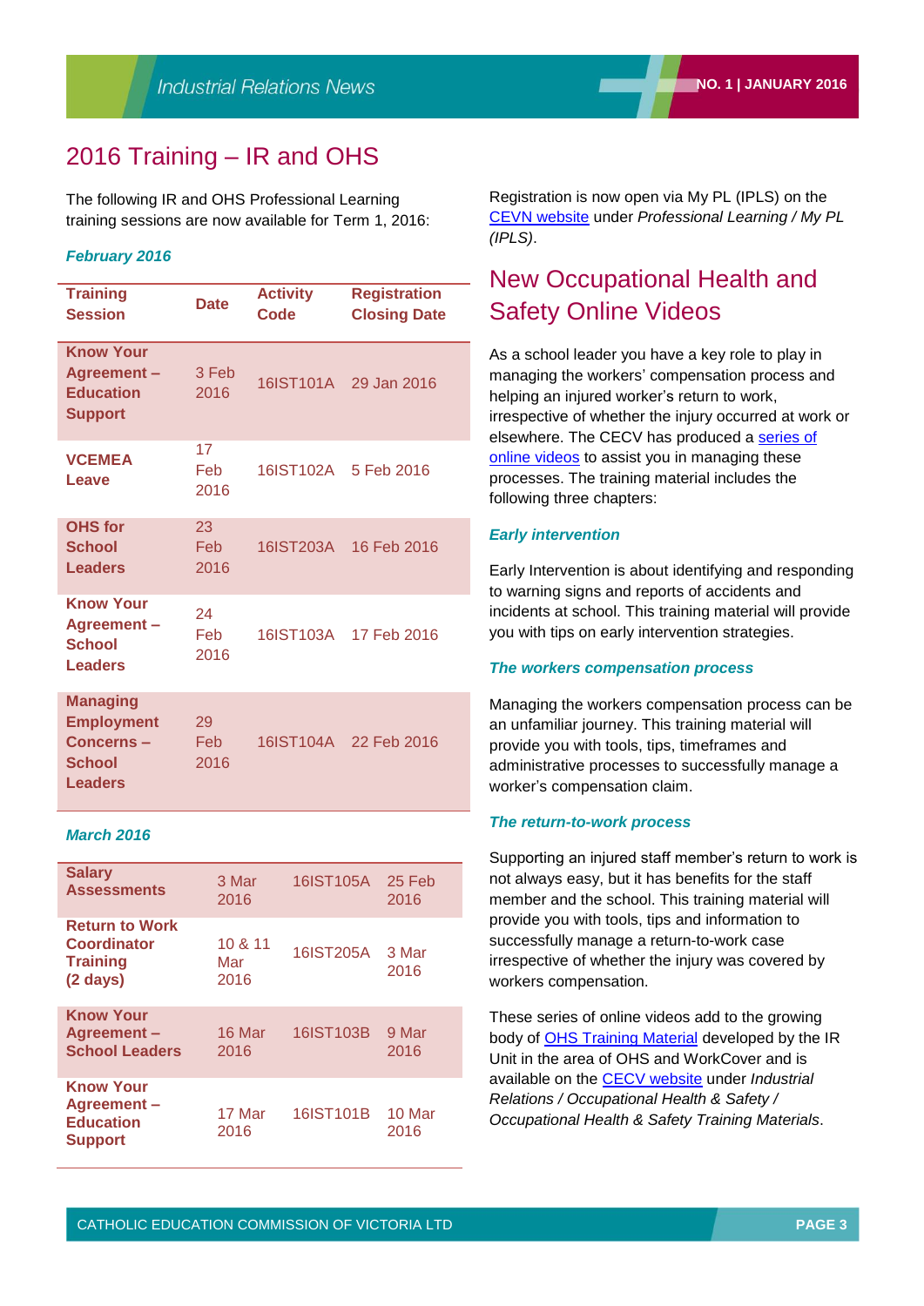## 2016 Training – IR and OHS

The following IR and OHS Professional Learning training sessions are now available for Term 1, 2016:

***February 2016***

| Training Session | Date | Activity Code | Registration Closing Date |
|---|---|---|---|
| **Know Your Agreement – Education Support** | 3 Feb 2016 | 16IST101A | 29 Jan 2016 |
| **VCEMEA Leave** | 17 Feb 2016 | 16IST102A | 5 Feb 2016 |
| **OHS for School Leaders** | 23 Feb 2016 | 16IST203A | 16 Feb 2016 |
| **Know Your Agreement – School Leaders** | 24 Feb 2016 | 16IST103A | 17 Feb 2016 |
| **Managing Employment Concerns – School Leaders** | 29 Feb 2016 | 16IST104A | 22 Feb 2016 |

***March 2016***

| Training Session | Date | Activity Code | Registration Closing Date |
|---|---|---|---|
| **Salary Assessments** | 3 Mar 2016 | 16IST105A | 25 Feb 2016 |
| **Return to Work Coordinator Training (2 days)** | 10 & 11 Mar 2016 | 16IST205A | 3 Mar 2016 |
| **Know Your Agreement – School Leaders** | 16 Mar 2016 | 16IST103B | 9 Mar 2016 |
| **Know Your Agreement – Education Support** | 17 Mar 2016 | 16IST101B | 10 Mar 2016 |

Registration is now open via My PL (IPLS) on the CEVN website under *Professional Learning / My PL (IPLS)*.

## New Occupational Health and Safety Online Videos

As a school leader you have a key role to play in managing the workers' compensation process and helping an injured worker's return to work, irrespective of whether the injury occurred at work or elsewhere. The CECV has produced a series of online videos to assist you in managing these processes. The training material includes the following three chapters:

***Early intervention***

Early Intervention is about identifying and responding to warning signs and reports of accidents and incidents at school. This training material will provide you with tips on early intervention strategies.

***The workers compensation process***

Managing the workers compensation process can be an unfamiliar journey. This training material will provide you with tools, tips, timeframes and administrative processes to successfully manage a worker's compensation claim.

***The return-to-work process***

Supporting an injured staff member's return to work is not always easy, but it has benefits for the staff member and the school. This training material will provide you with tools, tips and information to successfully manage a return-to-work case irrespective of whether the injury was covered by workers compensation.

These series of online videos add to the growing body of OHS Training Material developed by the IR Unit in the area of OHS and WorkCover and is available on the CECV website under *Industrial Relations / Occupational Health & Safety / Occupational Health & Safety Training Materials*.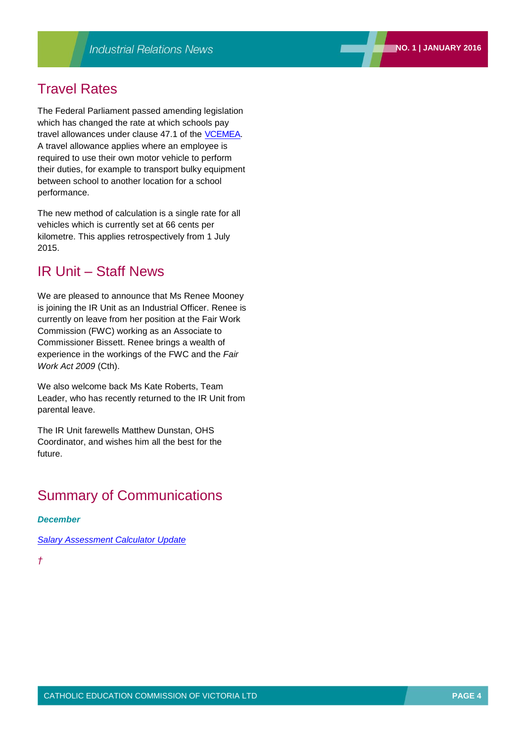## Travel Rates

The Federal Parliament passed amending legislation which has changed the rate at which schools pay travel allowances under clause 47.1 of the VCEMEA. A travel allowance applies where an employee is required to use their own motor vehicle to perform their duties, for example to transport bulky equipment between school to another location for a school performance.

The new method of calculation is a single rate for all vehicles which is currently set at 66 cents per kilometre. This applies retrospectively from 1 July 2015.

## IR Unit – Staff News

We are pleased to announce that Ms Renee Mooney is joining the IR Unit as an Industrial Officer. Renee is currently on leave from her position at the Fair Work Commission (FWC) working as an Associate to Commissioner Bissett. Renee brings a wealth of experience in the workings of the FWC and the *Fair Work Act 2009* (Cth).

We also welcome back Ms Kate Roberts, Team Leader, who has recently returned to the IR Unit from parental leave.

The IR Unit farewells Matthew Dunstan, OHS Coordinator, and wishes him all the best for the future.

## Summary of Communications

***December***

*Salary Assessment Calculator Update*

*†*